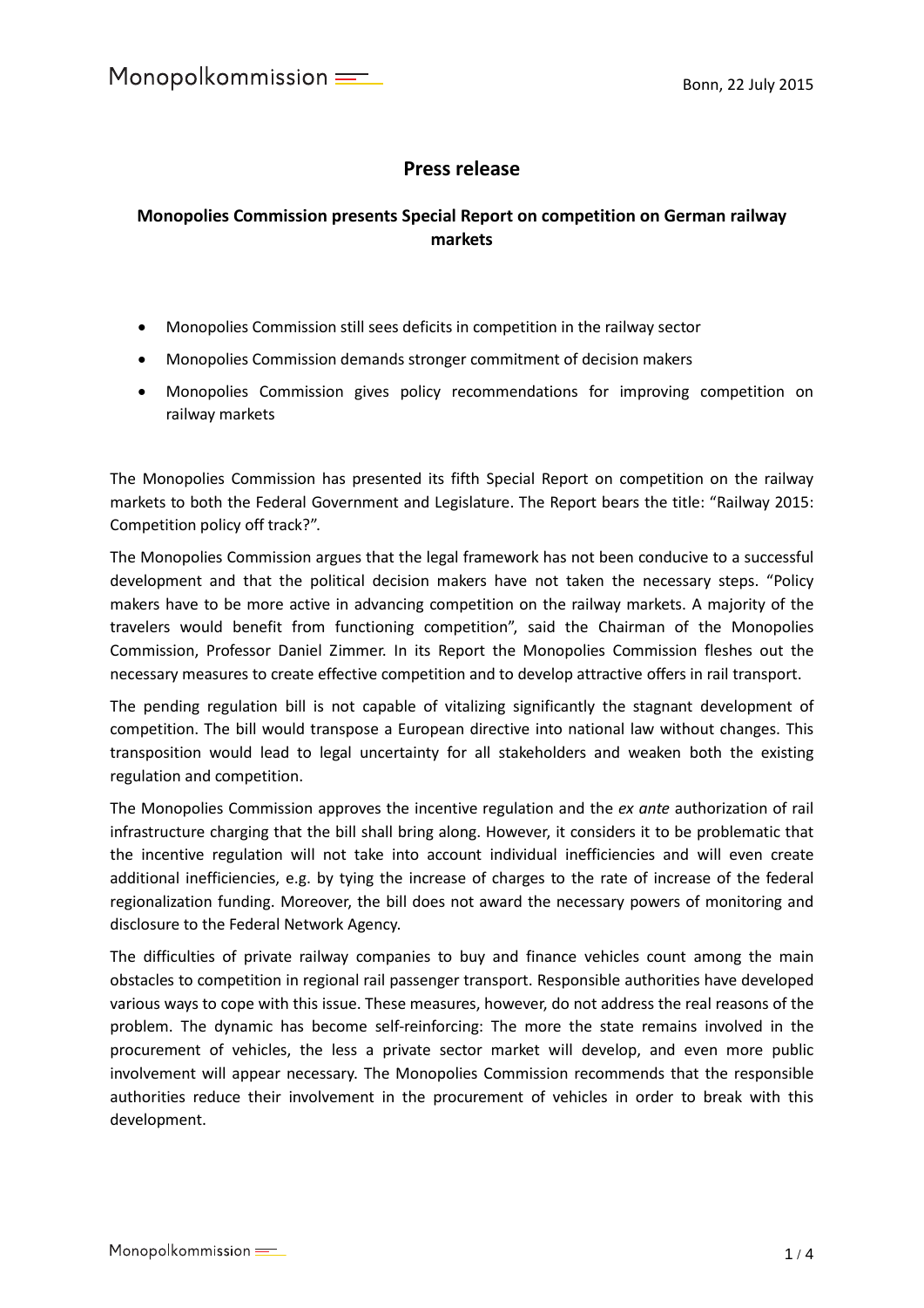Monopolkommission

Bonn, 22 July 2015

# Press release

## Monopolies Commission presents Special Report on competition on German railway markets

- Monopolies Commission still sees deficits in competition in the railway sector
- Monopolies Commission demands stronger commitment of decision makers
- Monopolies Commission gives policy recommendations for improving competition on railway markets

The Monopolies Commission has presented its fifth Special Report on competition on the railway markets to both the Federal Government and Legislature. The Report bears the title: "Railway 2015: Competition policy off track?".

The Monopolies Commission argues that the legal framework has not been conducive to a successful development and that the political decision makers have not taken the necessary steps. "Policy makers have to be more active in advancing competition on the railway markets. A majority of the travelers would benefit from functioning competition", said the Chairman of the Monopolies Commission, Professor Daniel Zimmer. In its Report the Monopolies Commission fleshes out the necessary measures to create effective competition and to develop attractive offers in rail transport.

The pending regulation bill is not capable of vitalizing significantly the stagnant development of competition. The bill would transpose a European directive into national law without changes. This transposition would lead to legal uncertainty for all stakeholders and weaken both the existing regulation and competition.

The Monopolies Commission approves the incentive regulation and the *ex ante* authorization of rail infrastructure charging that the bill shall bring along. However, it considers it to be problematic that the incentive regulation will not take into account individual inefficiencies and will even create additional inefficiencies, e.g. by tying the increase of charges to the rate of increase of the federal regionalization funding. Moreover, the bill does not award the necessary powers of monitoring and disclosure to the Federal Network Agency.

The difficulties of private railway companies to buy and finance vehicles count among the main obstacles to competition in regional rail passenger transport. Responsible authorities have developed various ways to cope with this issue. These measures, however, do not address the real reasons of the problem. The dynamic has become self-reinforcing: The more the state remains involved in the procurement of vehicles, the less a private sector market will develop, and even more public involvement will appear necessary. The Monopolies Commission recommends that the responsible authorities reduce their involvement in the procurement of vehicles in order to break with this development.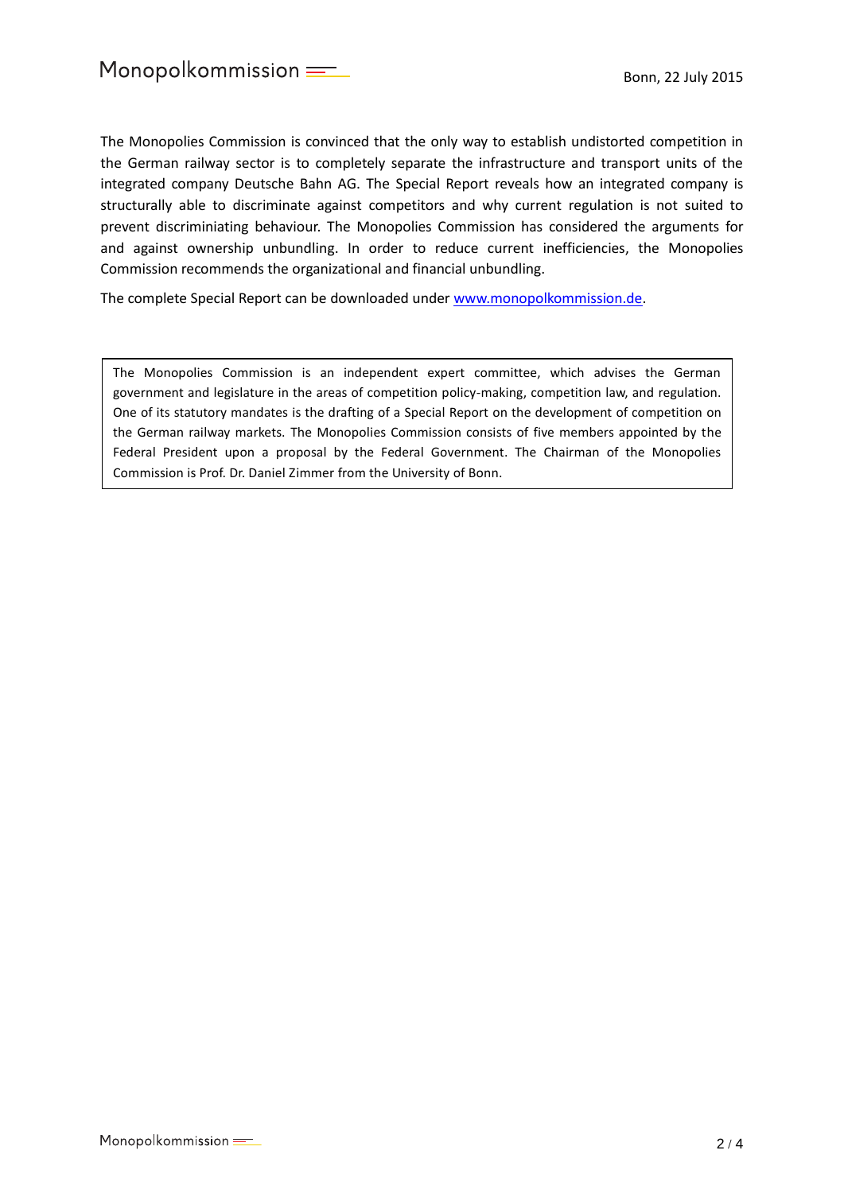The Monopolies Commission is convinced that the only way to establish undistorted competition in the German railway sector is to completely separate the infrastructure and transport units of the integrated company Deutsche Bahn AG. The Special Report reveals how an integrated company is structurally able to discriminate against competitors and why current regulation is not suited to prevent discriminiating behaviour. The Monopolies Commission has considered the arguments for and against ownership unbundling. In order to reduce current inefficiencies, the Monopolies Commission recommends the organizational and financial unbundling.

The complete Special Report can be downloaded under [www.monopolkommission.de](http://www.monopolkommission.de).

> The Monopolies Commission is an independent expert committee, which advises the German government and legislature in the areas of competition policy-making, competition law, and regulation. One of its statutory mandates is the drafting of a Special Report on the development of competition on the German railway markets. The Monopolies Commission consists of five members appointed by the Federal President upon a proposal by the Federal Government. The Chairman of the Monopolies Commission is Prof. Dr. Daniel Zimmer from the University of Bonn.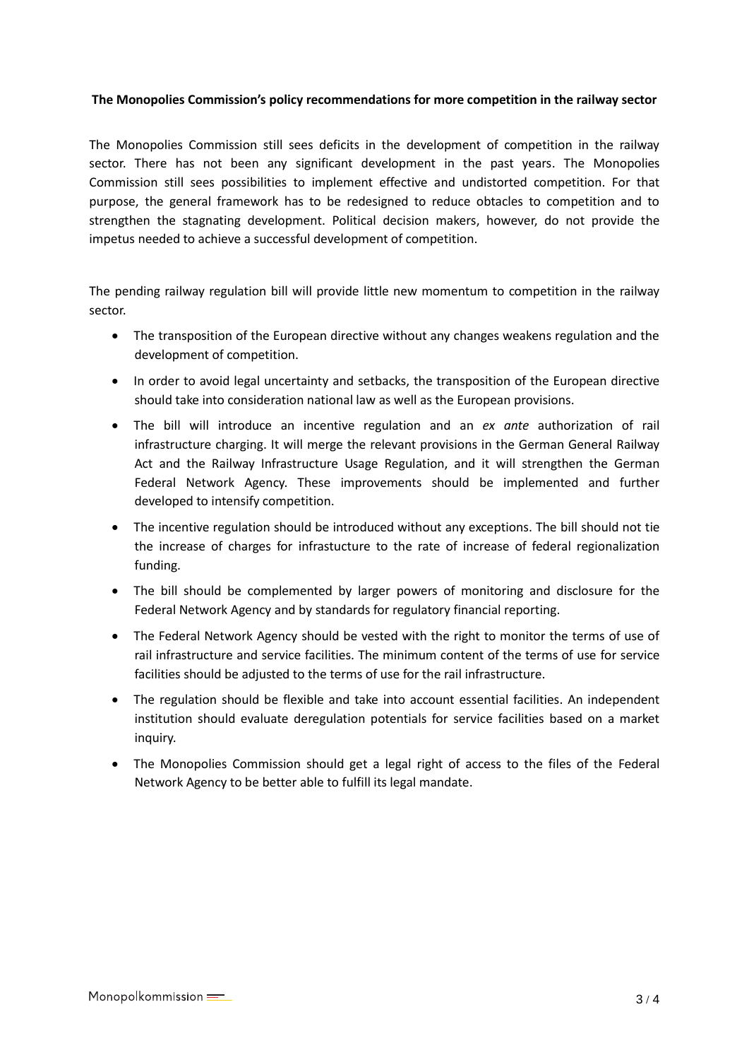**The Monopolies Commission's policy recommendations for more competition in the railway sector**

The Monopolies Commission still sees deficits in the development of competition in the railway sector. There has not been any significant development in the past years. The Monopolies Commission still sees possibilities to implement effective and undistorted competition. For that purpose, the general framework has to be redesigned to reduce obtacles to competition and to strengthen the stagnating development. Political decision makers, however, do not provide the impetus needed to achieve a successful development of competition.

The pending railway regulation bill will provide little new momentum to competition in the railway sector.

- The transposition of the European directive without any changes weakens regulation and the development of competition.
- In order to avoid legal uncertainty and setbacks, the transposition of the European directive should take into consideration national law as well as the European provisions.
- The bill will introduce an incentive regulation and an *ex ante* authorization of rail infrastructure charging. It will merge the relevant provisions in the German General Railway Act and the Railway Infrastructure Usage Regulation, and it will strengthen the German Federal Network Agency. These improvements should be implemented and further developed to intensify competition.
- The incentive regulation should be introduced without any exceptions. The bill should not tie the increase of charges for infrastucture to the rate of increase of federal regionalization funding.
- The bill should be complemented by larger powers of monitoring and disclosure for the Federal Network Agency and by standards for regulatory financial reporting.
- The Federal Network Agency should be vested with the right to monitor the terms of use of rail infrastructure and service facilities. The minimum content of the terms of use for service facilities should be adjusted to the terms of use for the rail infrastructure.
- The regulation should be flexible and take into account essential facilities. An independent institution should evaluate deregulation potentials for service facilities based on a market inquiry.
- The Monopolies Commission should get a legal right of access to the files of the Federal Network Agency to be better able to fulfill its legal mandate.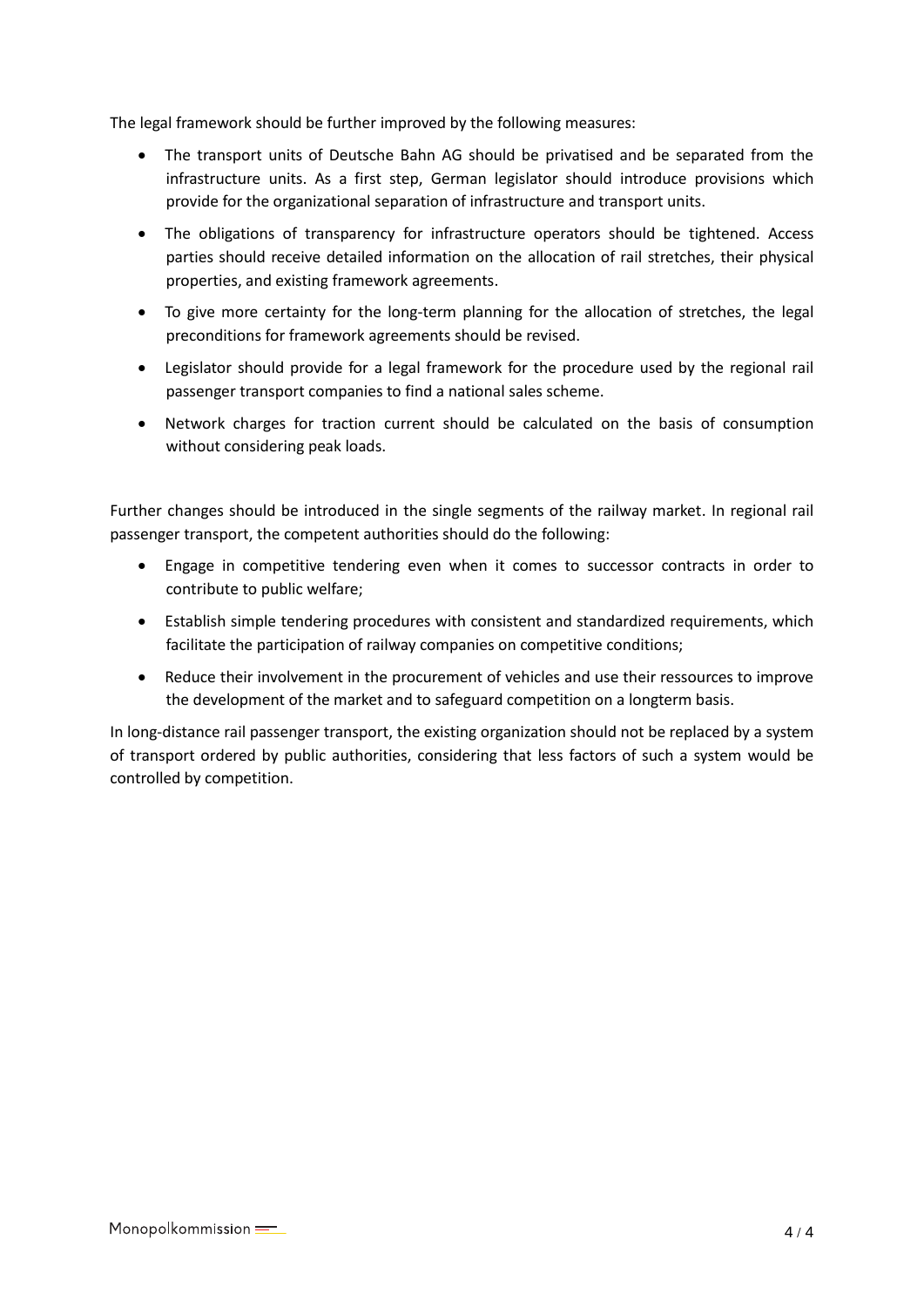The legal framework should be further improved by the following measures:

- The transport units of Deutsche Bahn AG should be privatised and be separated from the infrastructure units. As a first step, German legislator should introduce provisions which provide for the organizational separation of infrastructure and transport units.
- The obligations of transparency for infrastructure operators should be tightened. Access parties should receive detailed information on the allocation of rail stretches, their physical properties, and existing framework agreements.
- To give more certainty for the long-term planning for the allocation of stretches, the legal preconditions for framework agreements should be revised.
- Legislator should provide for a legal framework for the procedure used by the regional rail passenger transport companies to find a national sales scheme.
- Network charges for traction current should be calculated on the basis of consumption without considering peak loads.

Further changes should be introduced in the single segments of the railway market. In regional rail passenger transport, the competent authorities should do the following:

- Engage in competitive tendering even when it comes to successor contracts in order to contribute to public welfare;
- Establish simple tendering procedures with consistent and standardized requirements, which facilitate the participation of railway companies on competitive conditions;
- Reduce their involvement in the procurement of vehicles and use their ressources to improve the development of the market and to safeguard competition on a longterm basis.

In long-distance rail passenger transport, the existing organization should not be replaced by a system of transport ordered by public authorities, considering that less factors of such a system would be controlled by competition.